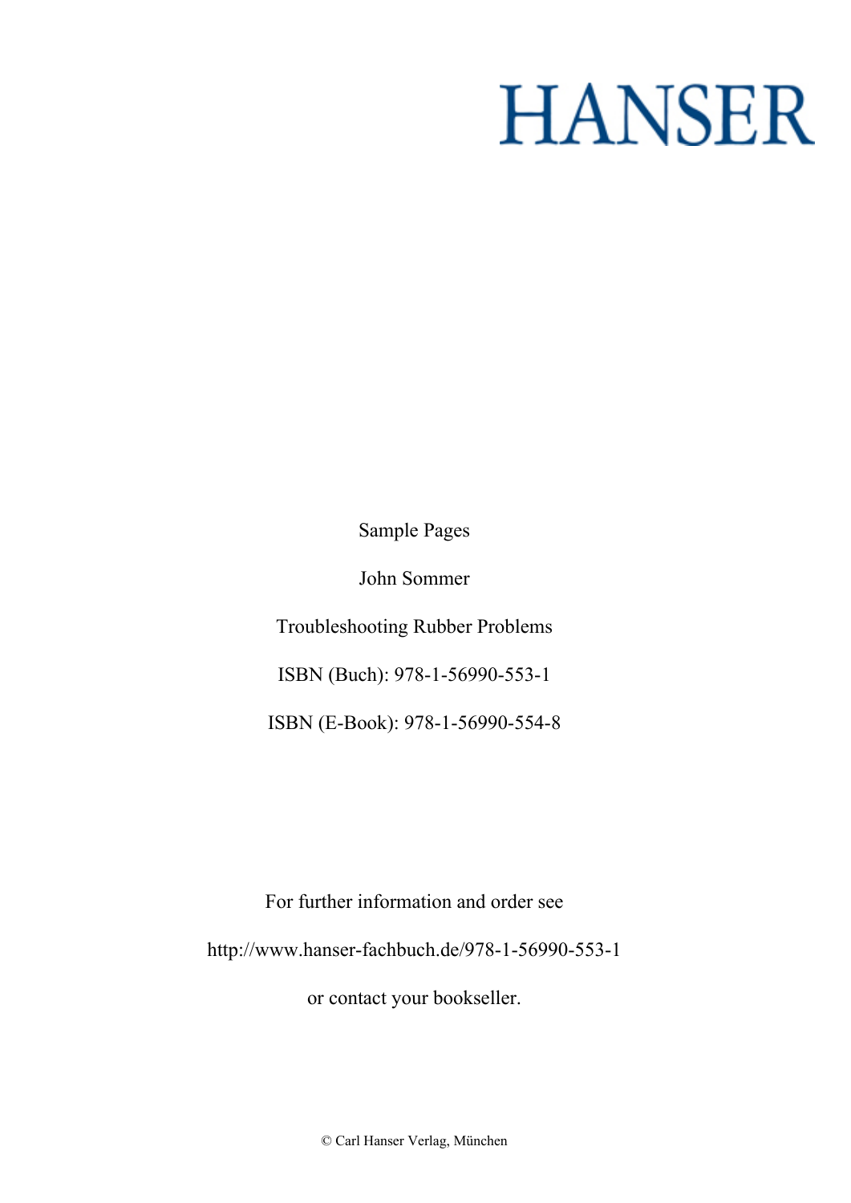# HANSER

Sample Pages

John Sommer

Troubleshooting Rubber Problems

ISBN (Buch): 978-1-56990-553-1

ISBN (E-Book): 978-1-56990-554-8

For further information and order see

http://www.hanser-fachbuch.de/978-1-56990-553-1

or contact your bookseller.

© Carl Hanser Verlag, München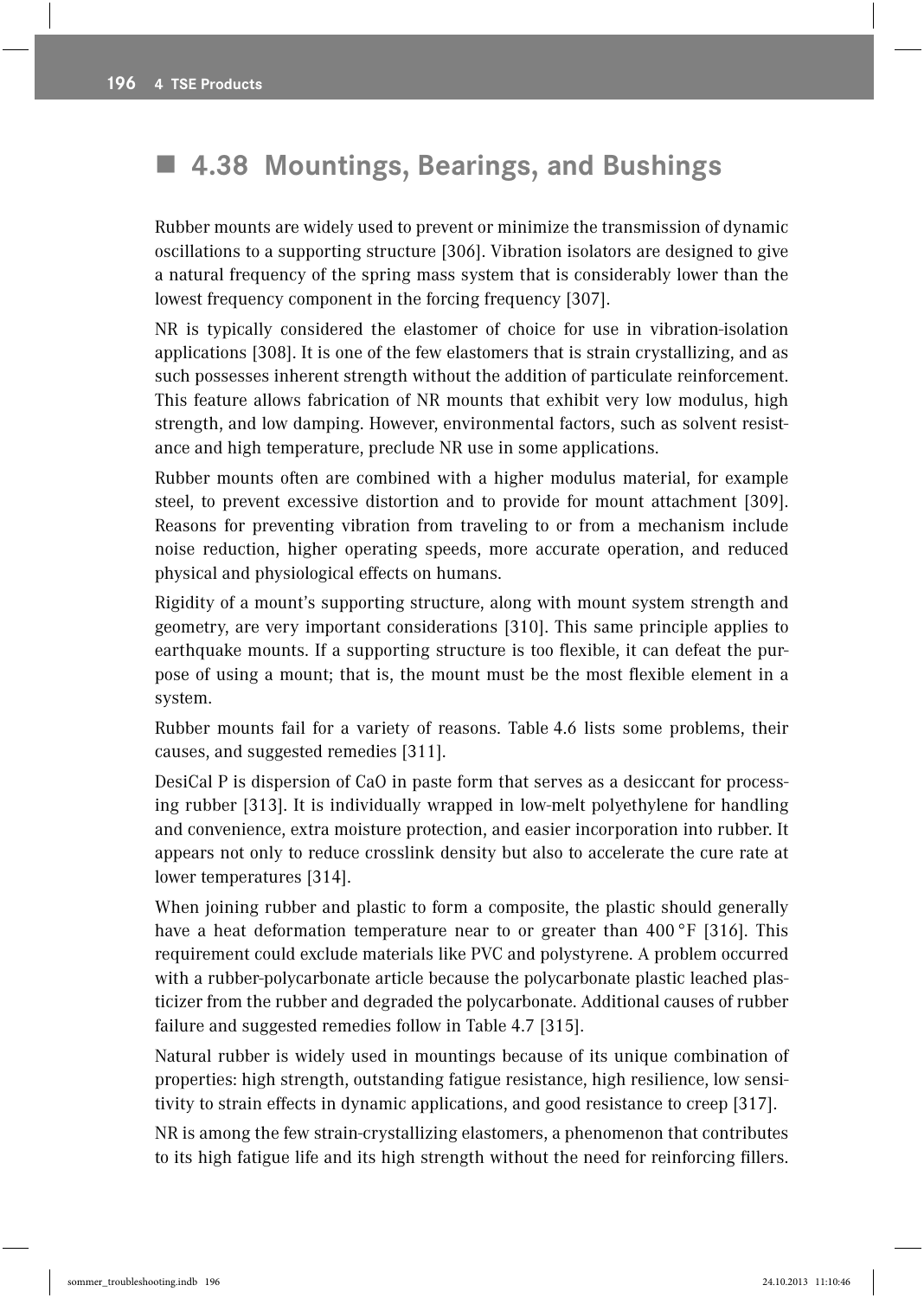## 4.38 Mountings, Bearings, and Bushings

Rubber mounts are widely used to prevent or minimize the transmission of dynamic oscillations to a supporting structure [306]. Vibration isolators are designed to give a natural frequency of the spring mass system that is considerably lower than the lowest frequency component in the forcing frequency [307].

NR is typically considered the elastomer of choice for use in vibration-isolation applications [308]. It is one of the few elastomers that is strain crystallizing, and as such possesses inherent strength without the addition of particulate reinforcement. This feature allows fabrication of NR mounts that exhibit very low modulus, high strength, and low damping. However, environmental factors, such as solvent resistance and high temperature, preclude NR use in some applications.

Rubber mounts often are combined with a higher modulus material, for example steel, to prevent excessive distortion and to provide for mount attachment [309]. Reasons for preventing vibration from traveling to or from a mechanism include noise reduction, higher operating speeds, more accurate operation, and reduced physical and physiological effects on humans.

Rigidity of a mount's supporting structure, along with mount system strength and geometry, are very important considerations [310]. This same principle applies to earthquake mounts. If a supporting structure is too flexible, it can defeat the purpose of using a mount; that is, the mount must be the most flexible element in a system.

Rubber mounts fail for a variety of reasons. Table 4.6 lists some problems, their causes, and suggested remedies [311].

DesiCal P is dispersion of CaO in paste form that serves as a desiccant for processing rubber [313]. It is individually wrapped in low-melt polyethylene for handling and convenience, extra moisture protection, and easier incorporation into rubber. It appears not only to reduce crosslink density but also to accelerate the cure rate at lower temperatures [314].

When joining rubber and plastic to form a composite, the plastic should generally have a heat deformation temperature near to or greater than 400 °F [316]. This requirement could exclude materials like PVC and polystyrene. A problem occurred with a rubber-polycarbonate article because the polycarbonate plastic leached plasticizer from the rubber and degraded the polycarbonate. Additional causes of rubber failure and suggested remedies follow in Table 4.7 [315].

Natural rubber is widely used in mountings because of its unique combination of properties: high strength, outstanding fatigue resistance, high resilience, low sensitivity to strain effects in dynamic applications, and good resistance to creep [317].

NR is among the few strain-crystallizing elastomers, a phenomenon that contributes to its high fatigue life and its high strength without the need for reinforcing fillers.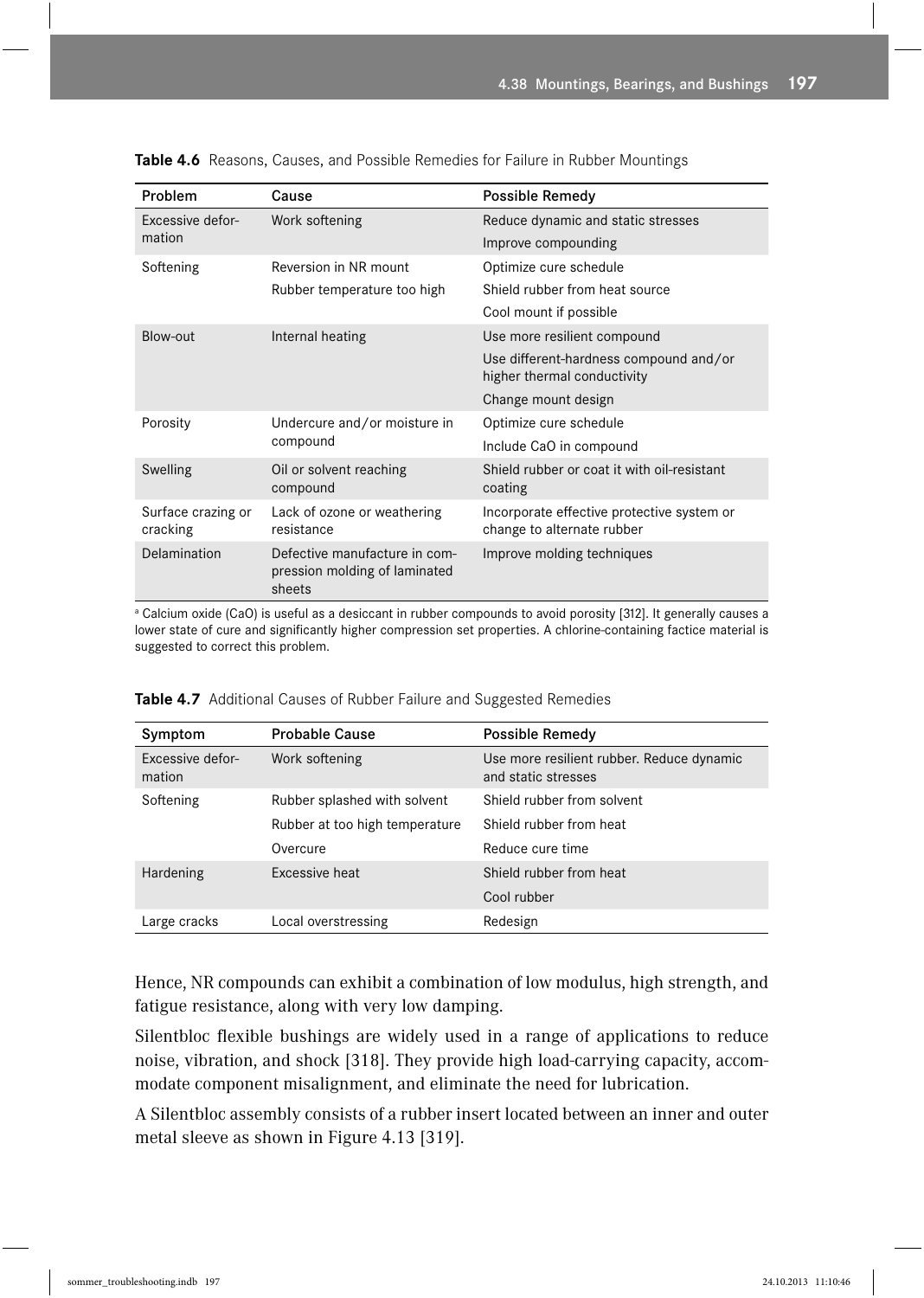**Table 4.6** Reasons, Causes, and Possible Remedies for Failure in Rubber Mountings

| Problem | Cause | Possible Remedy |
|---|---|---|
| Excessive deformation | Work softening | Reduce dynamic and static stresses |
| | | Improve compounding |
| Softening | Reversion in NR mount | Optimize cure schedule |
| | Rubber temperature too high | Shield rubber from heat source |
| | | Cool mount if possible |
| Blow-out | Internal heating | Use more resilient compound |
| | | Use different-hardness compound and/or higher thermal conductivity |
| | | Change mount design |
| Porosity | Undercure and/or moisture in compound | Optimize cure schedule |
| | | Include CaO in compound |
| Swelling | Oil or solvent reaching compound | Shield rubber or coat it with oil-resistant coating |
| Surface crazing or cracking | Lack of ozone or weathering resistance | Incorporate effective protective system or change to alternate rubber |
| Delamination | Defective manufacture in compression molding of laminated sheets | Improve molding techniques |

[a] Calcium oxide (CaO) is useful as a desiccant in rubber compounds to avoid porosity [312]. It generally causes a lower state of cure and significantly higher compression set properties. A chlorine-containing factice material is suggested to correct this problem.

**Table 4.7** Additional Causes of Rubber Failure and Suggested Remedies

| Symptom | Probable Cause | Possible Remedy |
|---|---|---|
| Excessive deformation | Work softening | Use more resilient rubber. Reduce dynamic and static stresses |
| Softening | Rubber splashed with solvent | Shield rubber from solvent |
| | Rubber at too high temperature | Shield rubber from heat |
| | Overcure | Reduce cure time |
| Hardening | Excessive heat | Shield rubber from heat |
| | | Cool rubber |
| Large cracks | Local overstressing | Redesign |

Hence, NR compounds can exhibit a combination of low modulus, high strength, and fatigue resistance, along with very low damping.

Silentbloc flexible bushings are widely used in a range of applications to reduce noise, vibration, and shock [318]. They provide high load-carrying capacity, accommodate component misalignment, and eliminate the need for lubrication.

A Silentbloc assembly consists of a rubber insert located between an inner and outer metal sleeve as shown in Figure 4.13 [319].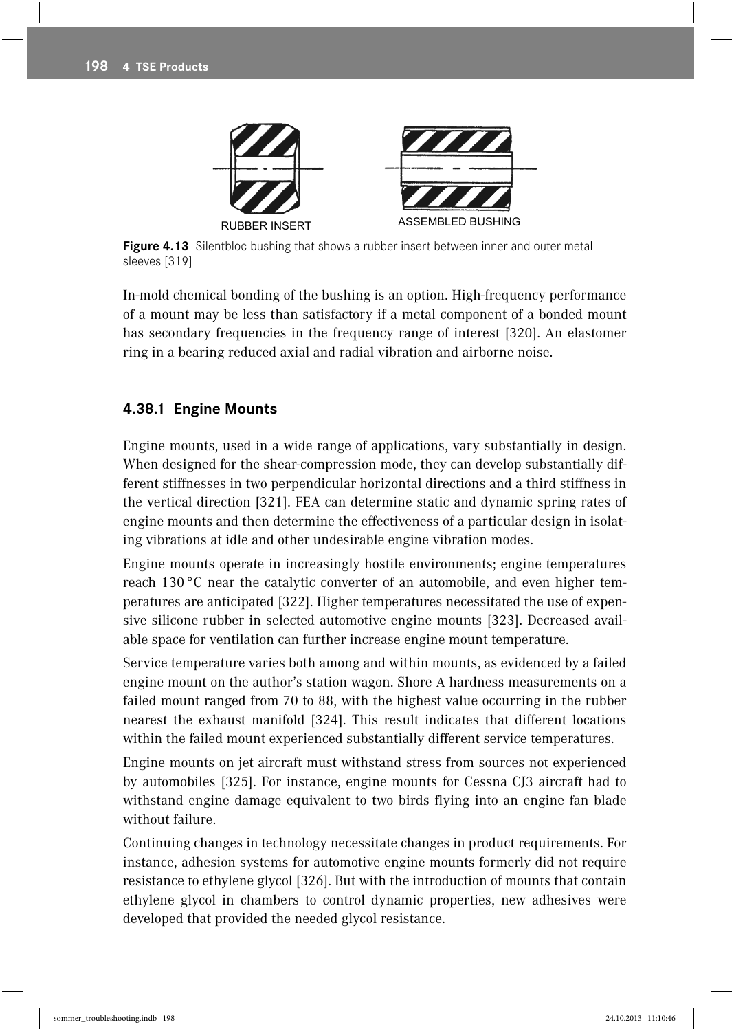RUBBER INSERT ASSEMBLED BUSHING

**Figure 4.13** Silentbloc bushing that shows a rubber insert between inner and outer metal sleeves [319]

In-mold chemical bonding of the bushing is an option. High-frequency performance of a mount may be less than satisfactory if a metal component of a bonded mount has secondary frequencies in the frequency range of interest [320]. An elastomer ring in a bearing reduced axial and radial vibration and airborne noise.

### 4.38.1 Engine Mounts

Engine mounts, used in a wide range of applications, vary substantially in design. When designed for the shear-compression mode, they can develop substantially different stiffnesses in two perpendicular horizontal directions and a third stiffness in the vertical direction [321]. FEA can determine static and dynamic spring rates of engine mounts and then determine the effectiveness of a particular design in isolating vibrations at idle and other undesirable engine vibration modes.

Engine mounts operate in increasingly hostile environments; engine temperatures reach 130 °C near the catalytic converter of an automobile, and even higher temperatures are anticipated [322]. Higher temperatures necessitated the use of expensive silicone rubber in selected automotive engine mounts [323]. Decreased available space for ventilation can further increase engine mount temperature.

Service temperature varies both among and within mounts, as evidenced by a failed engine mount on the author's station wagon. Shore A hardness measurements on a failed mount ranged from 70 to 88, with the highest value occurring in the rubber nearest the exhaust manifold [324]. This result indicates that different locations within the failed mount experienced substantially different service temperatures.

Engine mounts on jet aircraft must withstand stress from sources not experienced by automobiles [325]. For instance, engine mounts for Cessna CJ3 aircraft had to withstand engine damage equivalent to two birds flying into an engine fan blade without failure.

Continuing changes in technology necessitate changes in product requirements. For instance, adhesion systems for automotive engine mounts formerly did not require resistance to ethylene glycol [326]. But with the introduction of mounts that contain ethylene glycol in chambers to control dynamic properties, new adhesives were developed that provided the needed glycol resistance.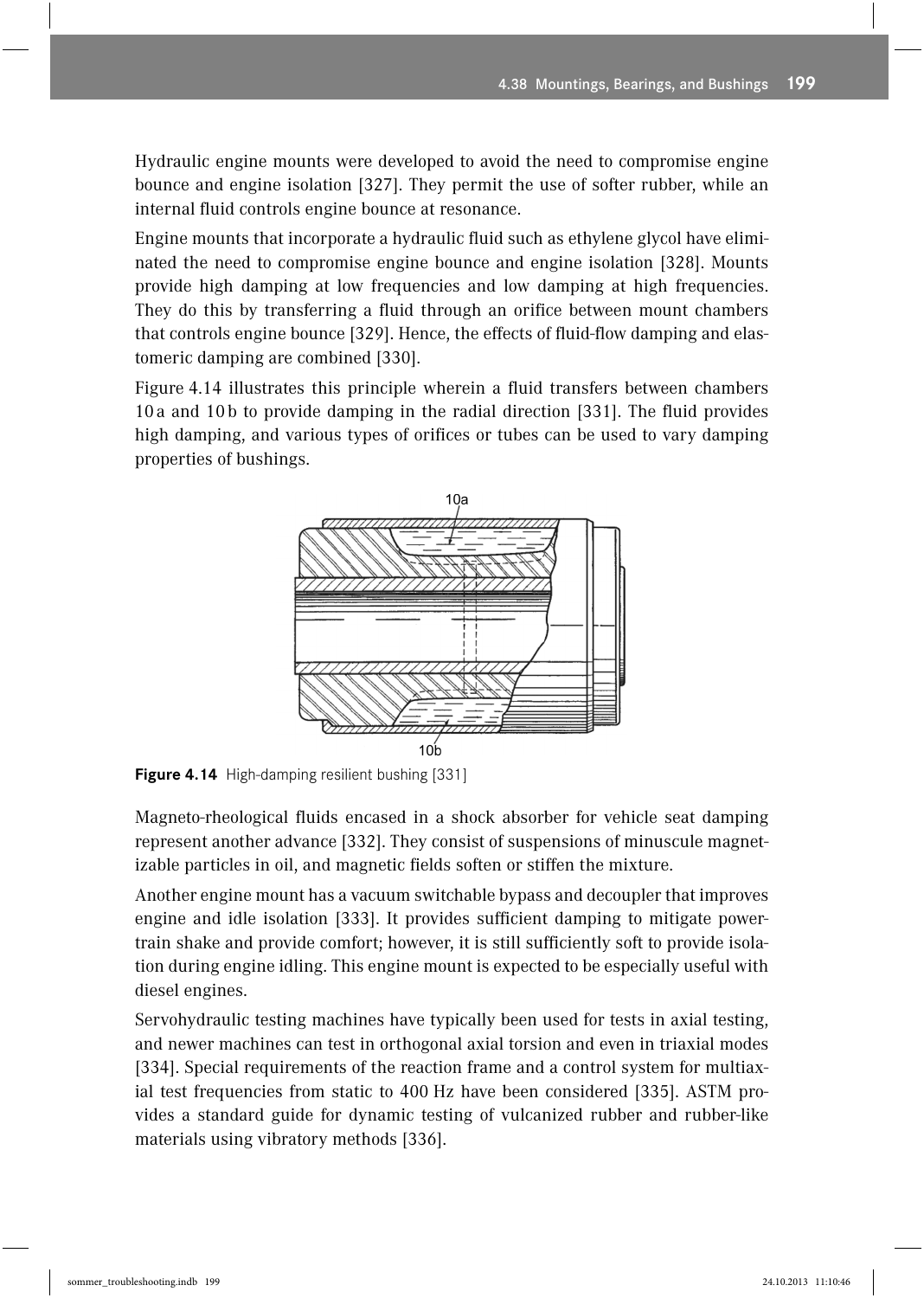Hydraulic engine mounts were developed to avoid the need to compromise engine bounce and engine isolation [327]. They permit the use of softer rubber, while an internal fluid controls engine bounce at resonance.

Engine mounts that incorporate a hydraulic fluid such as ethylene glycol have eliminated the need to compromise engine bounce and engine isolation [328]. Mounts provide high damping at low frequencies and low damping at high frequencies. They do this by transferring a fluid through an orifice between mount chambers that controls engine bounce [329]. Hence, the effects of fluid-flow damping and elastomeric damping are combined [330].

Figure 4.14 illustrates this principle wherein a fluid transfers between chambers 10 a and 10 b to provide damping in the radial direction [331]. The fluid provides high damping, and various types of orifices or tubes can be used to vary damping properties of bushings.

**Figure 4.14** High-damping resilient bushing [331]

Magneto-rheological fluids encased in a shock absorber for vehicle seat damping represent another advance [332]. They consist of suspensions of minuscule magnetizable particles in oil, and magnetic fields soften or stiffen the mixture.

Another engine mount has a vacuum switchable bypass and decoupler that improves engine and idle isolation [333]. It provides sufficient damping to mitigate powertrain shake and provide comfort; however, it is still sufficiently soft to provide isolation during engine idling. This engine mount is expected to be especially useful with diesel engines.

Servohydraulic testing machines have typically been used for tests in axial testing, and newer machines can test in orthogonal axial torsion and even in triaxial modes [334]. Special requirements of the reaction frame and a control system for multiaxial test frequencies from static to 400 Hz have been considered [335]. ASTM provides a standard guide for dynamic testing of vulcanized rubber and rubber-like materials using vibratory methods [336].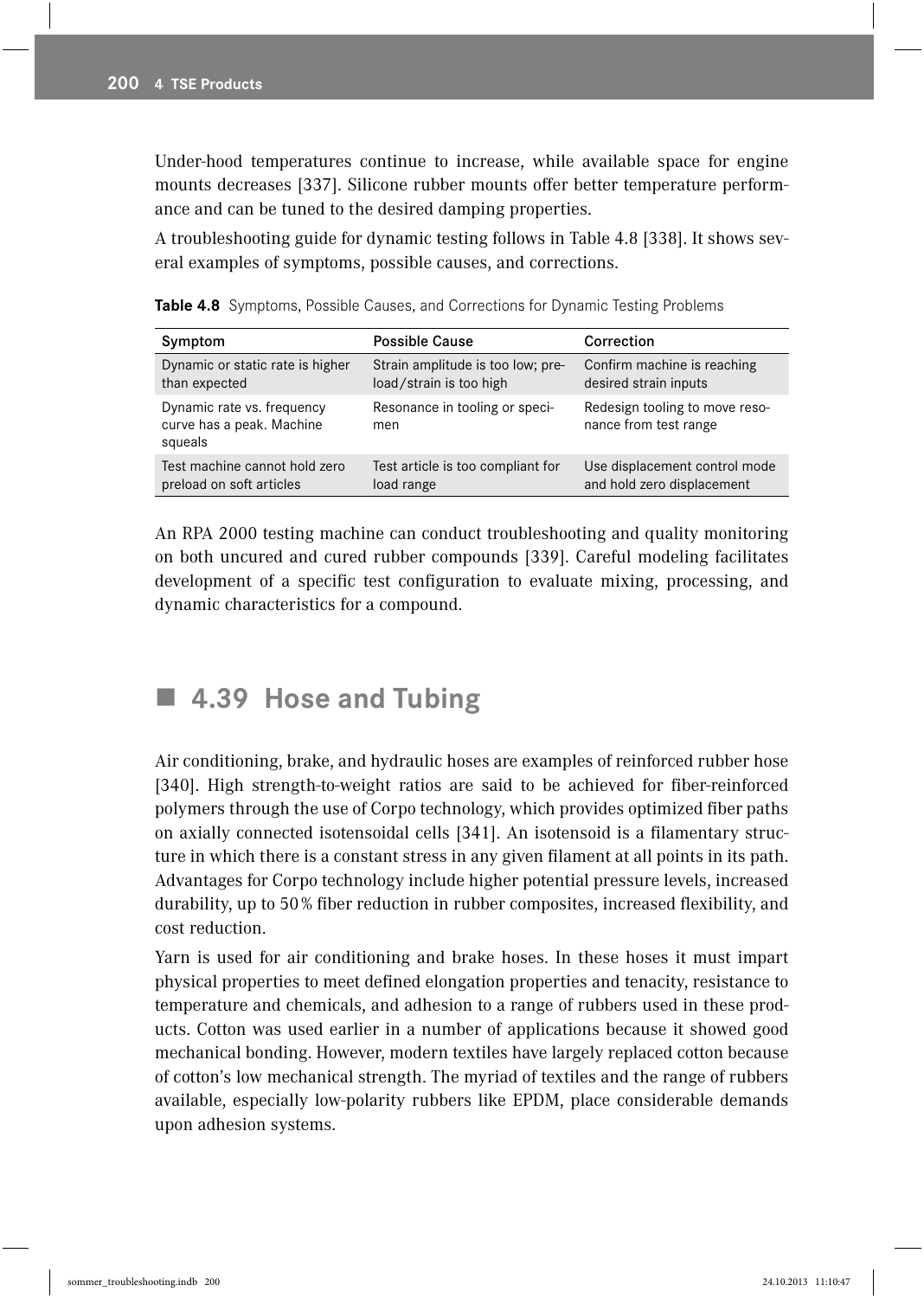Under-hood temperatures continue to increase, while available space for engine mounts decreases [337]. Silicone rubber mounts offer better temperature performance and can be tuned to the desired damping properties.

A troubleshooting guide for dynamic testing follows in Table 4.8 [338]. It shows several examples of symptoms, possible causes, and corrections.

**Table 4.8** Symptoms, Possible Causes, and Corrections for Dynamic Testing Problems

| Symptom | Possible Cause | Correction |
|---|---|---|
| Dynamic or static rate is higher than expected | Strain amplitude is too low; preload/strain is too high | Confirm machine is reaching desired strain inputs |
| Dynamic rate vs. frequency curve has a peak. Machine squeals | Resonance in tooling or specimen | Redesign tooling to move resonance from test range |
| Test machine cannot hold zero preload on soft articles | Test article is too compliant for load range | Use displacement control mode and hold zero displacement |

An RPA 2000 testing machine can conduct troubleshooting and quality monitoring on both uncured and cured rubber compounds [339]. Careful modeling facilitates development of a specific test configuration to evaluate mixing, processing, and dynamic characteristics for a compound.

## 4.39 Hose and Tubing

Air conditioning, brake, and hydraulic hoses are examples of reinforced rubber hose [340]. High strength-to-weight ratios are said to be achieved for fiber-reinforced polymers through the use of Corpo technology, which provides optimized fiber paths on axially connected isotensoidal cells [341]. An isotensoid is a filamentary structure in which there is a constant stress in any given filament at all points in its path. Advantages for Corpo technology include higher potential pressure levels, increased durability, up to 50% fiber reduction in rubber composites, increased flexibility, and cost reduction.

Yarn is used for air conditioning and brake hoses. In these hoses it must impart physical properties to meet defined elongation properties and tenacity, resistance to temperature and chemicals, and adhesion to a range of rubbers used in these products. Cotton was used earlier in a number of applications because it showed good mechanical bonding. However, modern textiles have largely replaced cotton because of cotton's low mechanical strength. The myriad of textiles and the range of rubbers available, especially low-polarity rubbers like EPDM, place considerable demands upon adhesion systems.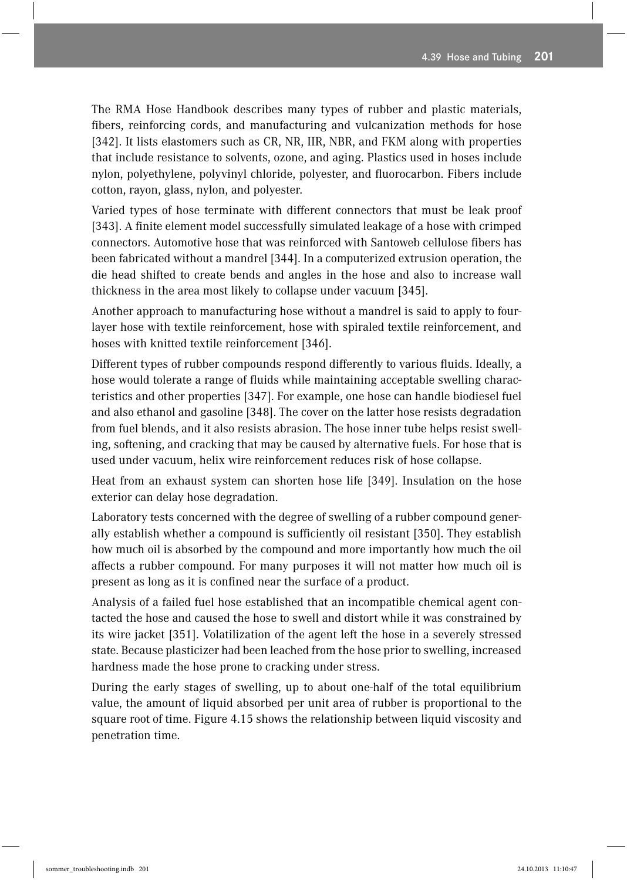The RMA Hose Handbook describes many types of rubber and plastic materials, fibers, reinforcing cords, and manufacturing and vulcanization methods for hose [342]. It lists elastomers such as CR, NR, IIR, NBR, and FKM along with properties that include resistance to solvents, ozone, and aging. Plastics used in hoses include nylon, polyethylene, polyvinyl chloride, polyester, and fluorocarbon. Fibers include cotton, rayon, glass, nylon, and polyester.

Varied types of hose terminate with different connectors that must be leak proof [343]. A finite element model successfully simulated leakage of a hose with crimped connectors. Automotive hose that was reinforced with Santoweb cellulose fibers has been fabricated without a mandrel [344]. In a computerized extrusion operation, the die head shifted to create bends and angles in the hose and also to increase wall thickness in the area most likely to collapse under vacuum [345].

Another approach to manufacturing hose without a mandrel is said to apply to four-layer hose with textile reinforcement, hose with spiraled textile reinforcement, and hoses with knitted textile reinforcement [346].

Different types of rubber compounds respond differently to various fluids. Ideally, a hose would tolerate a range of fluids while maintaining acceptable swelling characteristics and other properties [347]. For example, one hose can handle biodiesel fuel and also ethanol and gasoline [348]. The cover on the latter hose resists degradation from fuel blends, and it also resists abrasion. The hose inner tube helps resist swelling, softening, and cracking that may be caused by alternative fuels. For hose that is used under vacuum, helix wire reinforcement reduces risk of hose collapse.

Heat from an exhaust system can shorten hose life [349]. Insulation on the hose exterior can delay hose degradation.

Laboratory tests concerned with the degree of swelling of a rubber compound generally establish whether a compound is sufficiently oil resistant [350]. They establish how much oil is absorbed by the compound and more importantly how much the oil affects a rubber compound. For many purposes it will not matter how much oil is present as long as it is confined near the surface of a product.

Analysis of a failed fuel hose established that an incompatible chemical agent contacted the hose and caused the hose to swell and distort while it was constrained by its wire jacket [351]. Volatilization of the agent left the hose in a severely stressed state. Because plasticizer had been leached from the hose prior to swelling, increased hardness made the hose prone to cracking under stress.

During the early stages of swelling, up to about one-half of the total equilibrium value, the amount of liquid absorbed per unit area of rubber is proportional to the square root of time. Figure 4.15 shows the relationship between liquid viscosity and penetration time.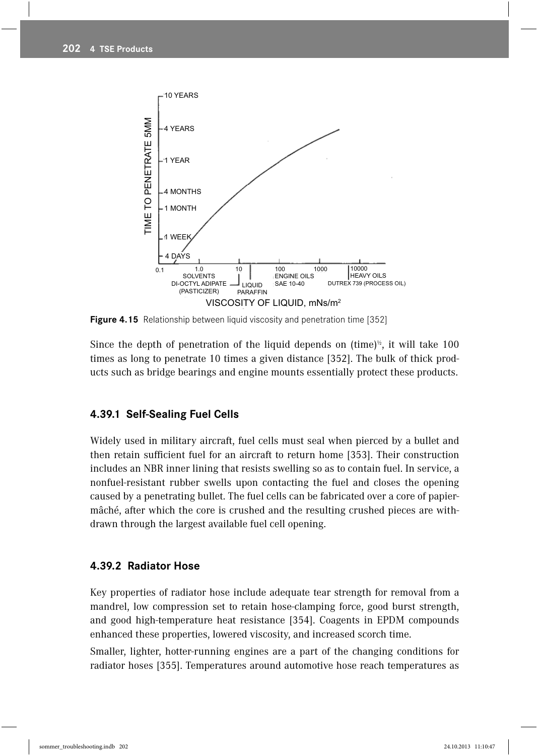**Figure 4.15** Relationship between liquid viscosity and penetration time [352]

Since the depth of penetration of the liquid depends on $(\text{time})^{1/2}$, it will take 100 times as long to penetrate 10 times a given distance [352]. The bulk of thick products such as bridge bearings and engine mounts essentially protect these products.

### 4.39.1 Self-Sealing Fuel Cells

Widely used in military aircraft, fuel cells must seal when pierced by a bullet and then retain sufficient fuel for an aircraft to return home [353]. Their construction includes an NBR inner lining that resists swelling so as to contain fuel. In service, a nonfuel-resistant rubber swells upon contacting the fuel and closes the opening caused by a penetrating bullet. The fuel cells can be fabricated over a core of papier-mâché, after which the core is crushed and the resulting crushed pieces are withdrawn through the largest available fuel cell opening.

### 4.39.2 Radiator Hose

Key properties of radiator hose include adequate tear strength for removal from a mandrel, low compression set to retain hose-clamping force, good burst strength, and good high-temperature heat resistance [354]. Coagents in EPDM compounds enhanced these properties, lowered viscosity, and increased scorch time.

Smaller, lighter, hotter-running engines are a part of the changing conditions for radiator hoses [355]. Temperatures around automotive hose reach temperatures as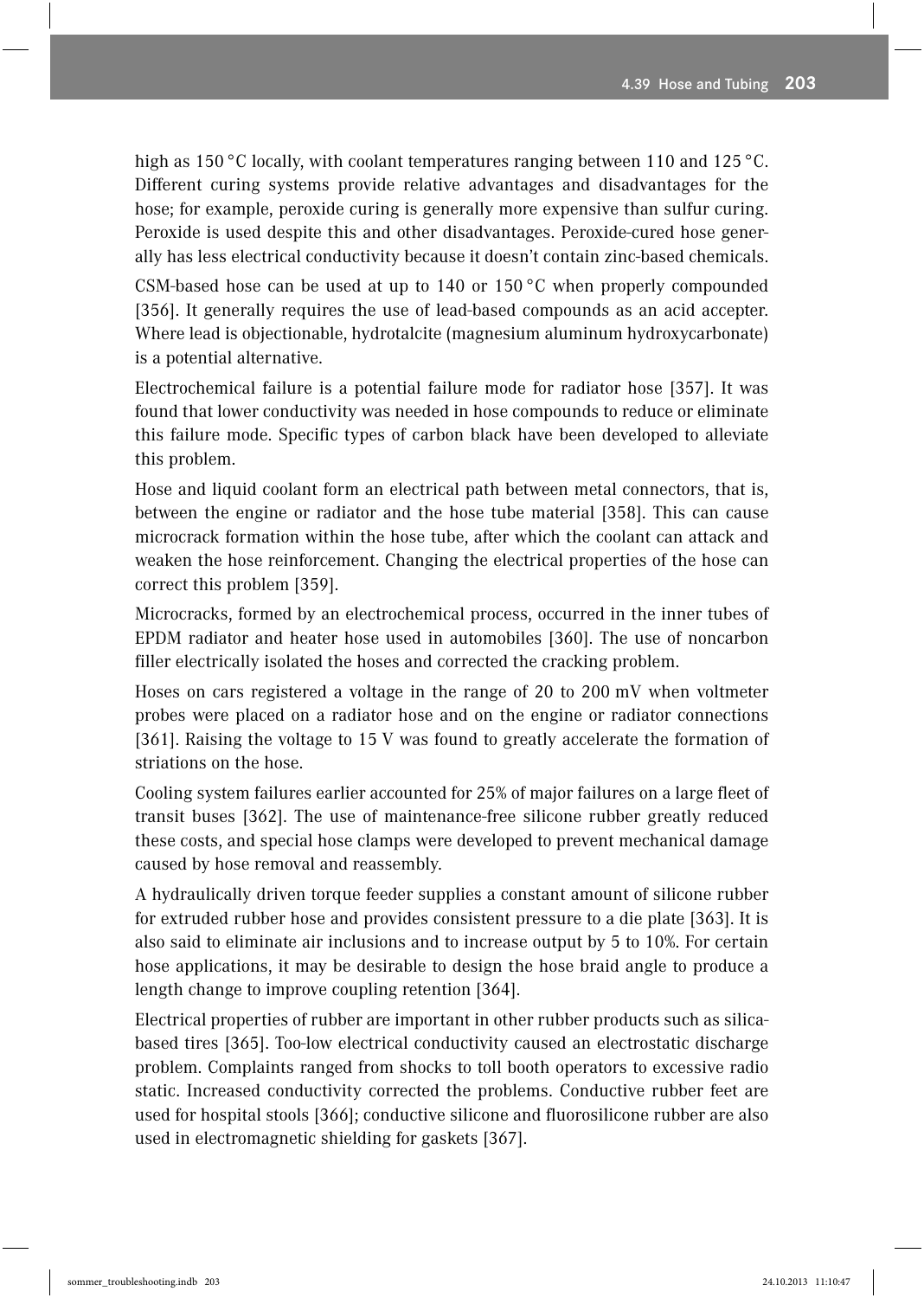high as 150 °C locally, with coolant temperatures ranging between 110 and 125 °C. Different curing systems provide relative advantages and disadvantages for the hose; for example, peroxide curing is generally more expensive than sulfur curing. Peroxide is used despite this and other disadvantages. Peroxide-cured hose generally has less electrical conductivity because it doesn't contain zinc-based chemicals.

CSM-based hose can be used at up to 140 or 150 °C when properly compounded [356]. It generally requires the use of lead-based compounds as an acid accepter. Where lead is objectionable, hydrotalcite (magnesium aluminum hydroxycarbonate) is a potential alternative.

Electrochemical failure is a potential failure mode for radiator hose [357]. It was found that lower conductivity was needed in hose compounds to reduce or eliminate this failure mode. Specific types of carbon black have been developed to alleviate this problem.

Hose and liquid coolant form an electrical path between metal connectors, that is, between the engine or radiator and the hose tube material [358]. This can cause microcrack formation within the hose tube, after which the coolant can attack and weaken the hose reinforcement. Changing the electrical properties of the hose can correct this problem [359].

Microcracks, formed by an electrochemical process, occurred in the inner tubes of EPDM radiator and heater hose used in automobiles [360]. The use of noncarbon filler electrically isolated the hoses and corrected the cracking problem.

Hoses on cars registered a voltage in the range of 20 to 200 mV when voltmeter probes were placed on a radiator hose and on the engine or radiator connections [361]. Raising the voltage to 15 V was found to greatly accelerate the formation of striations on the hose.

Cooling system failures earlier accounted for 25% of major failures on a large fleet of transit buses [362]. The use of maintenance-free silicone rubber greatly reduced these costs, and special hose clamps were developed to prevent mechanical damage caused by hose removal and reassembly.

A hydraulically driven torque feeder supplies a constant amount of silicone rubber for extruded rubber hose and provides consistent pressure to a die plate [363]. It is also said to eliminate air inclusions and to increase output by 5 to 10%. For certain hose applications, it may be desirable to design the hose braid angle to produce a length change to improve coupling retention [364].

Electrical properties of rubber are important in other rubber products such as silica-based tires [365]. Too-low electrical conductivity caused an electrostatic discharge problem. Complaints ranged from shocks to toll booth operators to excessive radio static. Increased conductivity corrected the problems. Conductive rubber feet are used for hospital stools [366]; conductive silicone and fluorosilicone rubber are also used in electromagnetic shielding for gaskets [367].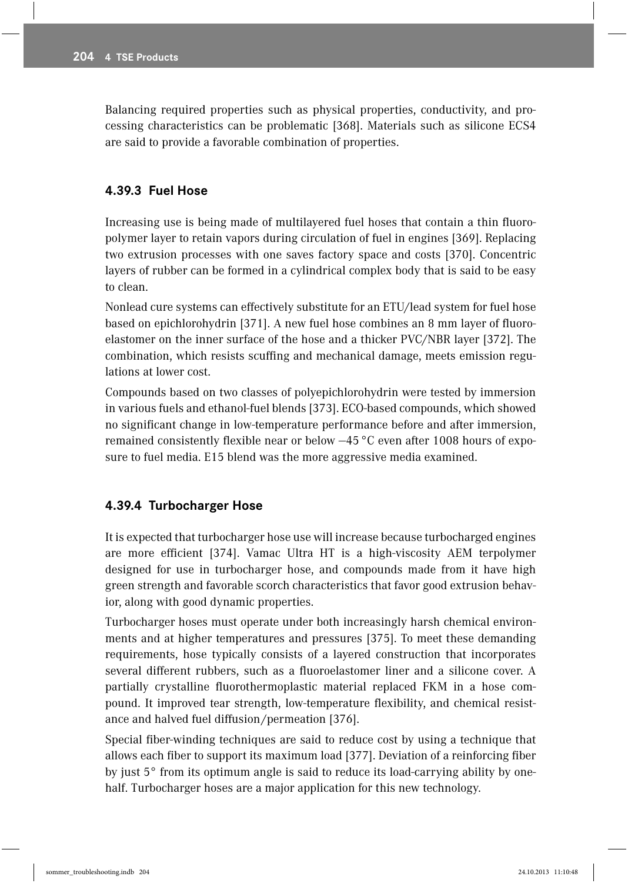Balancing required properties such as physical properties, conductivity, and processing characteristics can be problematic [368]. Materials such as silicone ECS4 are said to provide a favorable combination of properties.

### 4.39.3 Fuel Hose

Increasing use is being made of multilayered fuel hoses that contain a thin fluoropolymer layer to retain vapors during circulation of fuel in engines [369]. Replacing two extrusion processes with one saves factory space and costs [370]. Concentric layers of rubber can be formed in a cylindrical complex body that is said to be easy to clean.

Nonlead cure systems can effectively substitute for an ETU/lead system for fuel hose based on epichlorohydrin [371]. A new fuel hose combines an 8 mm layer of fluoroelastomer on the inner surface of the hose and a thicker PVC/NBR layer [372]. The combination, which resists scuffing and mechanical damage, meets emission regulations at lower cost.

Compounds based on two classes of polyepichlorohydrin were tested by immersion in various fuels and ethanol-fuel blends [373]. ECO-based compounds, which showed no significant change in low-temperature performance before and after immersion, remained consistently flexible near or below −45 °C even after 1008 hours of exposure to fuel media. E15 blend was the more aggressive media examined.

### 4.39.4 Turbocharger Hose

It is expected that turbocharger hose use will increase because turbocharged engines are more efficient [374]. Vamac Ultra HT is a high-viscosity AEM terpolymer designed for use in turbocharger hose, and compounds made from it have high green strength and favorable scorch characteristics that favor good extrusion behavior, along with good dynamic properties.

Turbocharger hoses must operate under both increasingly harsh chemical environments and at higher temperatures and pressures [375]. To meet these demanding requirements, hose typically consists of a layered construction that incorporates several different rubbers, such as a fluoroelastomer liner and a silicone cover. A partially crystalline fluorothermoplastic material replaced FKM in a hose compound. It improved tear strength, low-temperature flexibility, and chemical resistance and halved fuel diffusion/permeation [376].

Special fiber-winding techniques are said to reduce cost by using a technique that allows each fiber to support its maximum load [377]. Deviation of a reinforcing fiber by just 5° from its optimum angle is said to reduce its load-carrying ability by one-half. Turbocharger hoses are a major application for this new technology.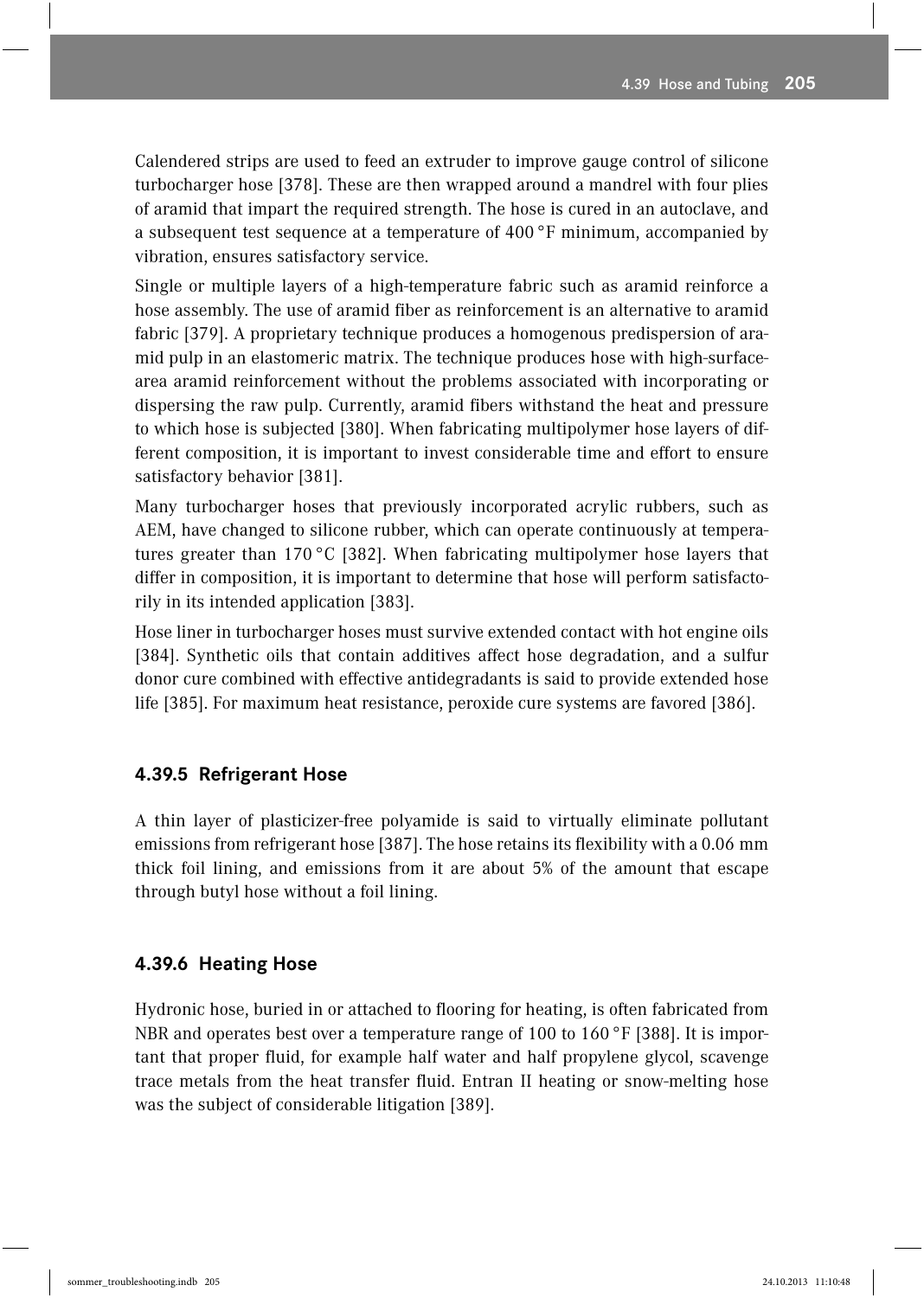Calendered strips are used to feed an extruder to improve gauge control of silicone turbocharger hose [378]. These are then wrapped around a mandrel with four plies of aramid that impart the required strength. The hose is cured in an autoclave, and a subsequent test sequence at a temperature of 400 °F minimum, accompanied by vibration, ensures satisfactory service.

Single or multiple layers of a high-temperature fabric such as aramid reinforce a hose assembly. The use of aramid fiber as reinforcement is an alternative to aramid fabric [379]. A proprietary technique produces a homogenous predispersion of aramid pulp in an elastomeric matrix. The technique produces hose with high-surface-area aramid reinforcement without the problems associated with incorporating or dispersing the raw pulp. Currently, aramid fibers withstand the heat and pressure to which hose is subjected [380]. When fabricating multipolymer hose layers of different composition, it is important to invest considerable time and effort to ensure satisfactory behavior [381].

Many turbocharger hoses that previously incorporated acrylic rubbers, such as AEM, have changed to silicone rubber, which can operate continuously at temperatures greater than 170 °C [382]. When fabricating multipolymer hose layers that differ in composition, it is important to determine that hose will perform satisfactorily in its intended application [383].

Hose liner in turbocharger hoses must survive extended contact with hot engine oils [384]. Synthetic oils that contain additives affect hose degradation, and a sulfur donor cure combined with effective antidegradants is said to provide extended hose life [385]. For maximum heat resistance, peroxide cure systems are favored [386].

### 4.39.5 Refrigerant Hose

A thin layer of plasticizer-free polyamide is said to virtually eliminate pollutant emissions from refrigerant hose [387]. The hose retains its flexibility with a 0.06 mm thick foil lining, and emissions from it are about 5% of the amount that escape through butyl hose without a foil lining.

### 4.39.6 Heating Hose

Hydronic hose, buried in or attached to flooring for heating, is often fabricated from NBR and operates best over a temperature range of 100 to 160 °F [388]. It is important that proper fluid, for example half water and half propylene glycol, scavenge trace metals from the heat transfer fluid. Entran II heating or snow-melting hose was the subject of considerable litigation [389].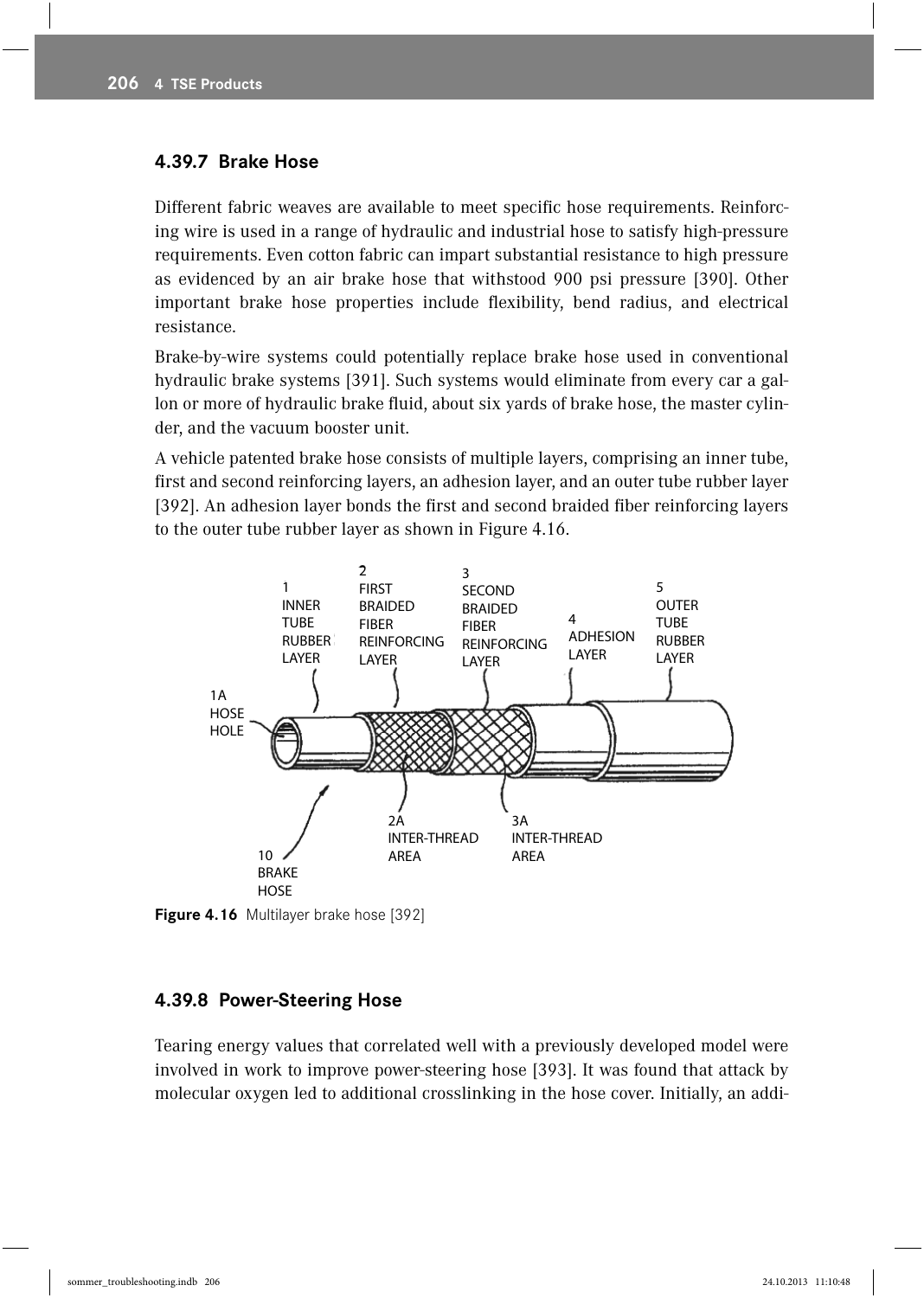### 4.39.7 Brake Hose

Different fabric weaves are available to meet specific hose requirements. Reinforcing wire is used in a range of hydraulic and industrial hose to satisfy high-pressure requirements. Even cotton fabric can impart substantial resistance to high pressure as evidenced by an air brake hose that withstood 900 psi pressure [390]. Other important brake hose properties include flexibility, bend radius, and electrical resistance.

Brake-by-wire systems could potentially replace brake hose used in conventional hydraulic brake systems [391]. Such systems would eliminate from every car a gallon or more of hydraulic brake fluid, about six yards of brake hose, the master cylinder, and the vacuum booster unit.

A vehicle patented brake hose consists of multiple layers, comprising an inner tube, first and second reinforcing layers, an adhesion layer, and an outer tube rubber layer [392]. An adhesion layer bonds the first and second braided fiber reinforcing layers to the outer tube rubber layer as shown in Figure 4.16.

**Figure 4.16** Multilayer brake hose [392]

### 4.39.8 Power-Steering Hose

Tearing energy values that correlated well with a previously developed model were involved in work to improve power-steering hose [393]. It was found that attack by molecular oxygen led to additional crosslinking in the hose cover. Initially, an addi-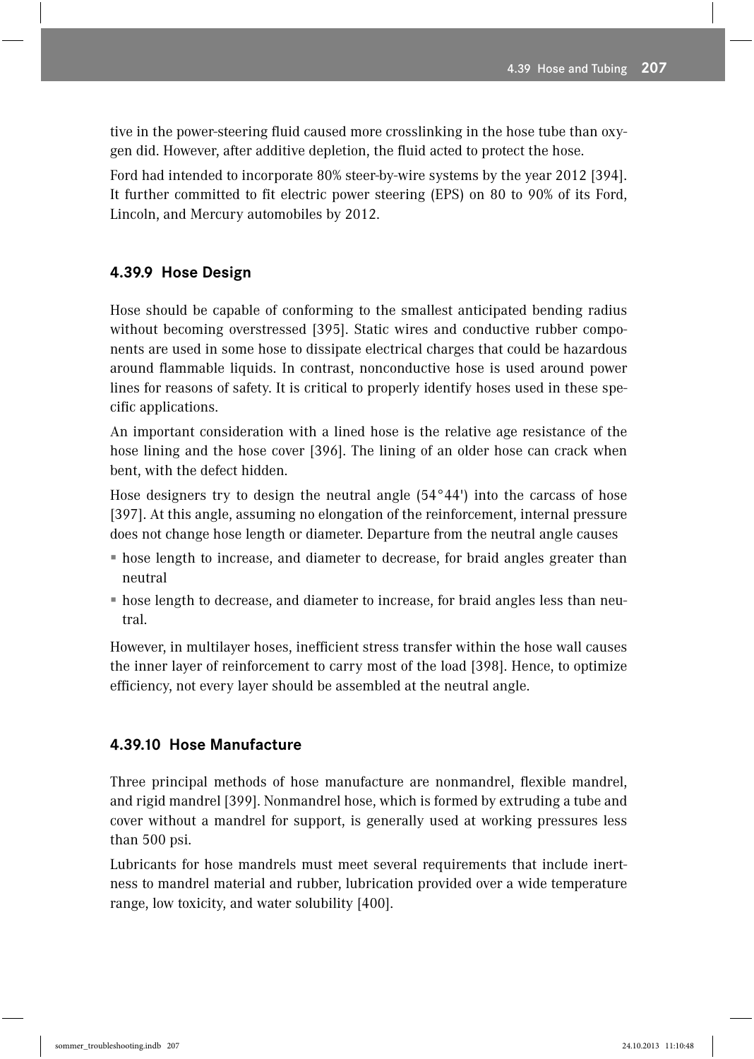tive in the power-steering fluid caused more crosslinking in the hose tube than oxygen did. However, after additive depletion, the fluid acted to protect the hose.

Ford had intended to incorporate 80% steer-by-wire systems by the year 2012 [394]. It further committed to fit electric power steering (EPS) on 80 to 90% of its Ford, Lincoln, and Mercury automobiles by 2012.

### 4.39.9 Hose Design

Hose should be capable of conforming to the smallest anticipated bending radius without becoming overstressed [395]. Static wires and conductive rubber components are used in some hose to dissipate electrical charges that could be hazardous around flammable liquids. In contrast, nonconductive hose is used around power lines for reasons of safety. It is critical to properly identify hoses used in these specific applications.

An important consideration with a lined hose is the relative age resistance of the hose lining and the hose cover [396]. The lining of an older hose can crack when bent, with the defect hidden.

Hose designers try to design the neutral angle (54°44') into the carcass of hose [397]. At this angle, assuming no elongation of the reinforcement, internal pressure does not change hose length or diameter. Departure from the neutral angle causes

- hose length to increase, and diameter to decrease, for braid angles greater than neutral
- hose length to decrease, and diameter to increase, for braid angles less than neutral.

However, in multilayer hoses, inefficient stress transfer within the hose wall causes the inner layer of reinforcement to carry most of the load [398]. Hence, to optimize efficiency, not every layer should be assembled at the neutral angle.

### 4.39.10 Hose Manufacture

Three principal methods of hose manufacture are nonmandrel, flexible mandrel, and rigid mandrel [399]. Nonmandrel hose, which is formed by extruding a tube and cover without a mandrel for support, is generally used at working pressures less than 500 psi.

Lubricants for hose mandrels must meet several requirements that include inertness to mandrel material and rubber, lubrication provided over a wide temperature range, low toxicity, and water solubility [400].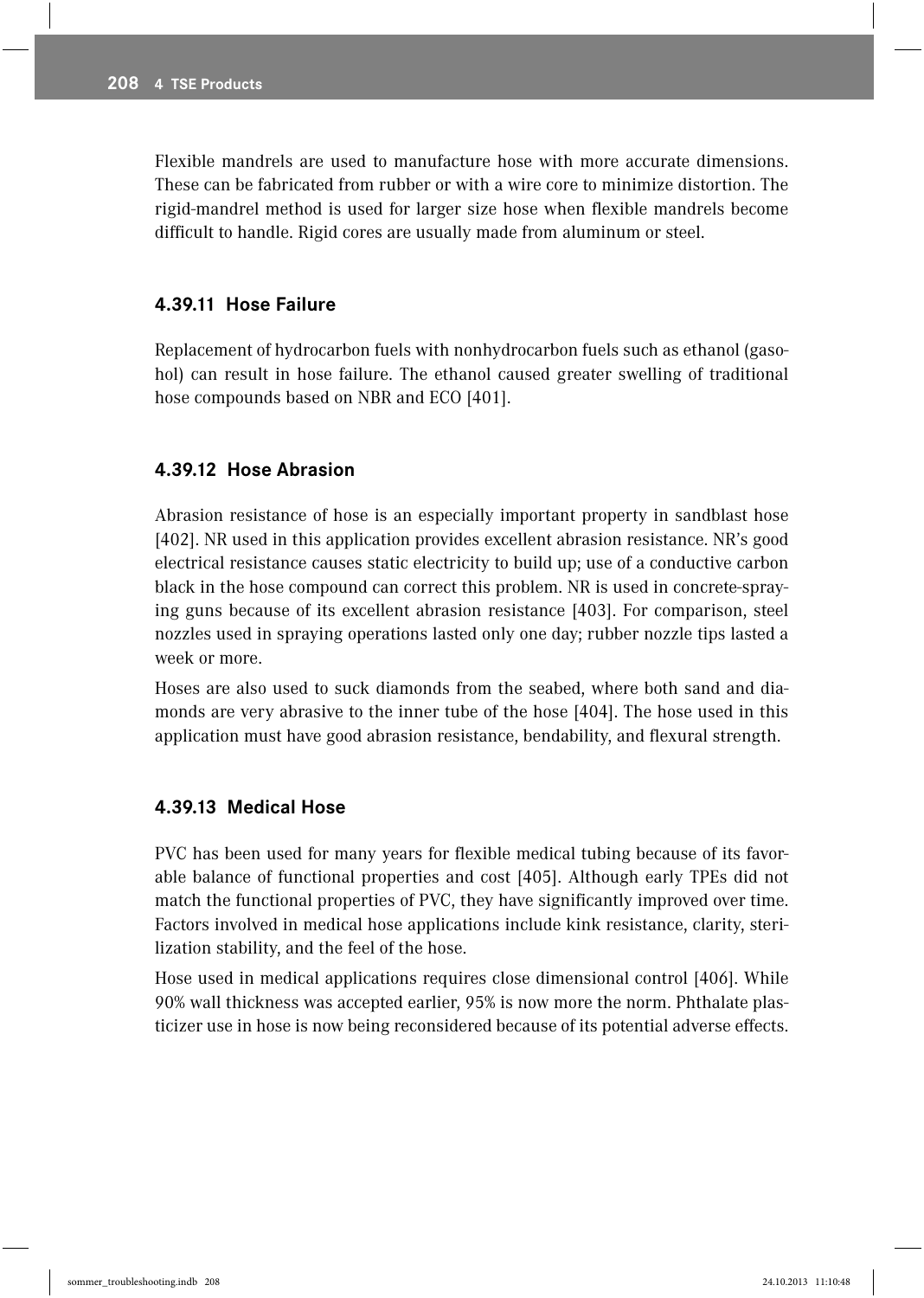Flexible mandrels are used to manufacture hose with more accurate dimensions. These can be fabricated from rubber or with a wire core to minimize distortion. The rigid-mandrel method is used for larger size hose when flexible mandrels become difficult to handle. Rigid cores are usually made from aluminum or steel.

### 4.39.11 Hose Failure

Replacement of hydrocarbon fuels with nonhydrocarbon fuels such as ethanol (gasohol) can result in hose failure. The ethanol caused greater swelling of traditional hose compounds based on NBR and ECO [401].

### 4.39.12 Hose Abrasion

Abrasion resistance of hose is an especially important property in sandblast hose [402]. NR used in this application provides excellent abrasion resistance. NR's good electrical resistance causes static electricity to build up; use of a conductive carbon black in the hose compound can correct this problem. NR is used in concrete-spraying guns because of its excellent abrasion resistance [403]. For comparison, steel nozzles used in spraying operations lasted only one day; rubber nozzle tips lasted a week or more.

Hoses are also used to suck diamonds from the seabed, where both sand and diamonds are very abrasive to the inner tube of the hose [404]. The hose used in this application must have good abrasion resistance, bendability, and flexural strength.

### 4.39.13 Medical Hose

PVC has been used for many years for flexible medical tubing because of its favorable balance of functional properties and cost [405]. Although early TPEs did not match the functional properties of PVC, they have significantly improved over time. Factors involved in medical hose applications include kink resistance, clarity, sterilization stability, and the feel of the hose.

Hose used in medical applications requires close dimensional control [406]. While 90% wall thickness was accepted earlier, 95% is now more the norm. Phthalate plasticizer use in hose is now being reconsidered because of its potential adverse effects.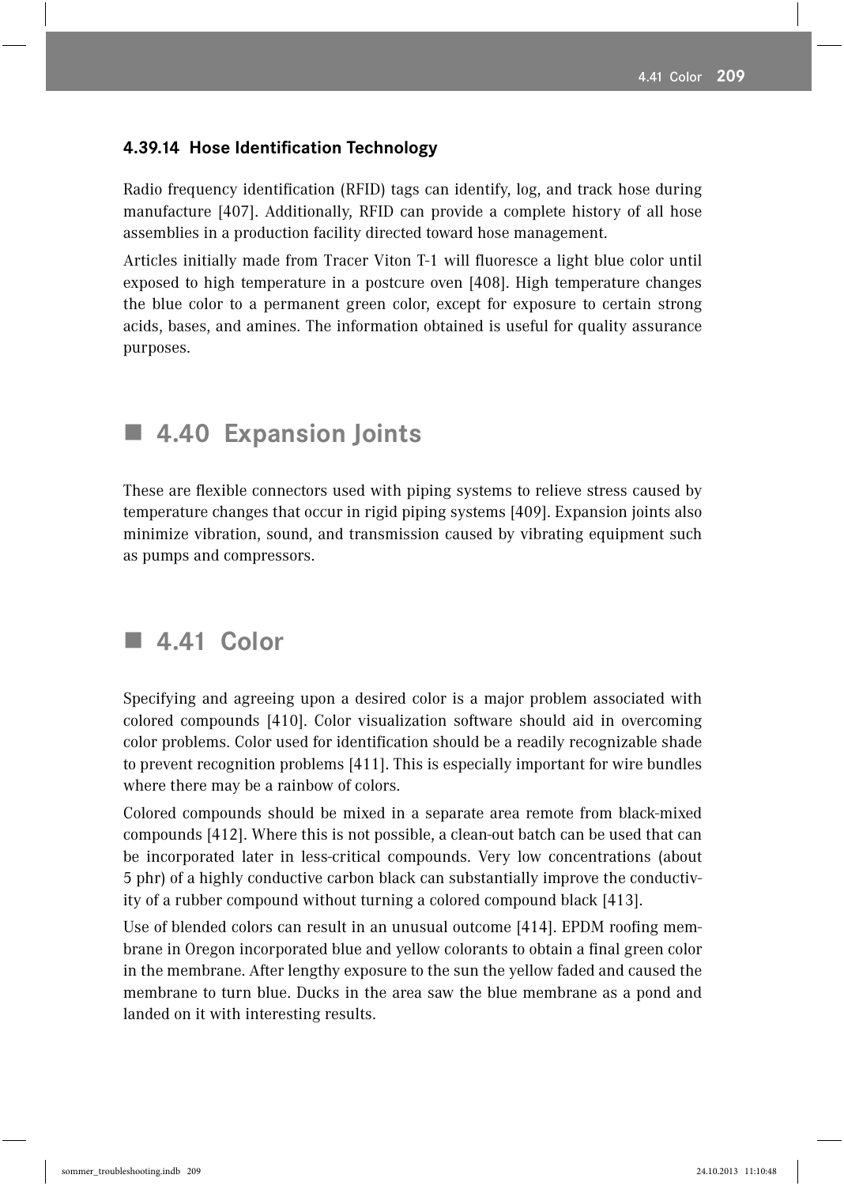#### 4.39.14 Hose Identification Technology

Radio frequency identification (RFID) tags can identify, log, and track hose during manufacture [407]. Additionally, RFID can provide a complete history of all hose assemblies in a production facility directed toward hose management.

Articles initially made from Tracer Viton T-1 will fluoresce a light blue color until exposed to high temperature in a postcure oven [408]. High temperature changes the blue color to a permanent green color, except for exposure to certain strong acids, bases, and amines. The information obtained is useful for quality assurance purposes.

## 4.40 Expansion Joints

These are flexible connectors used with piping systems to relieve stress caused by temperature changes that occur in rigid piping systems [409]. Expansion joints also minimize vibration, sound, and transmission caused by vibrating equipment such as pumps and compressors.

## 4.41 Color

Specifying and agreeing upon a desired color is a major problem associated with colored compounds [410]. Color visualization software should aid in overcoming color problems. Color used for identification should be a readily recognizable shade to prevent recognition problems [411]. This is especially important for wire bundles where there may be a rainbow of colors.

Colored compounds should be mixed in a separate area remote from black-mixed compounds [412]. Where this is not possible, a clean-out batch can be used that can be incorporated later in less-critical compounds. Very low concentrations (about 5 phr) of a highly conductive carbon black can substantially improve the conductivity of a rubber compound without turning a colored compound black [413].

Use of blended colors can result in an unusual outcome [414]. EPDM roofing membrane in Oregon incorporated blue and yellow colorants to obtain a final green color in the membrane. After lengthy exposure to the sun the yellow faded and caused the membrane to turn blue. Ducks in the area saw the blue membrane as a pond and landed on it with interesting results.